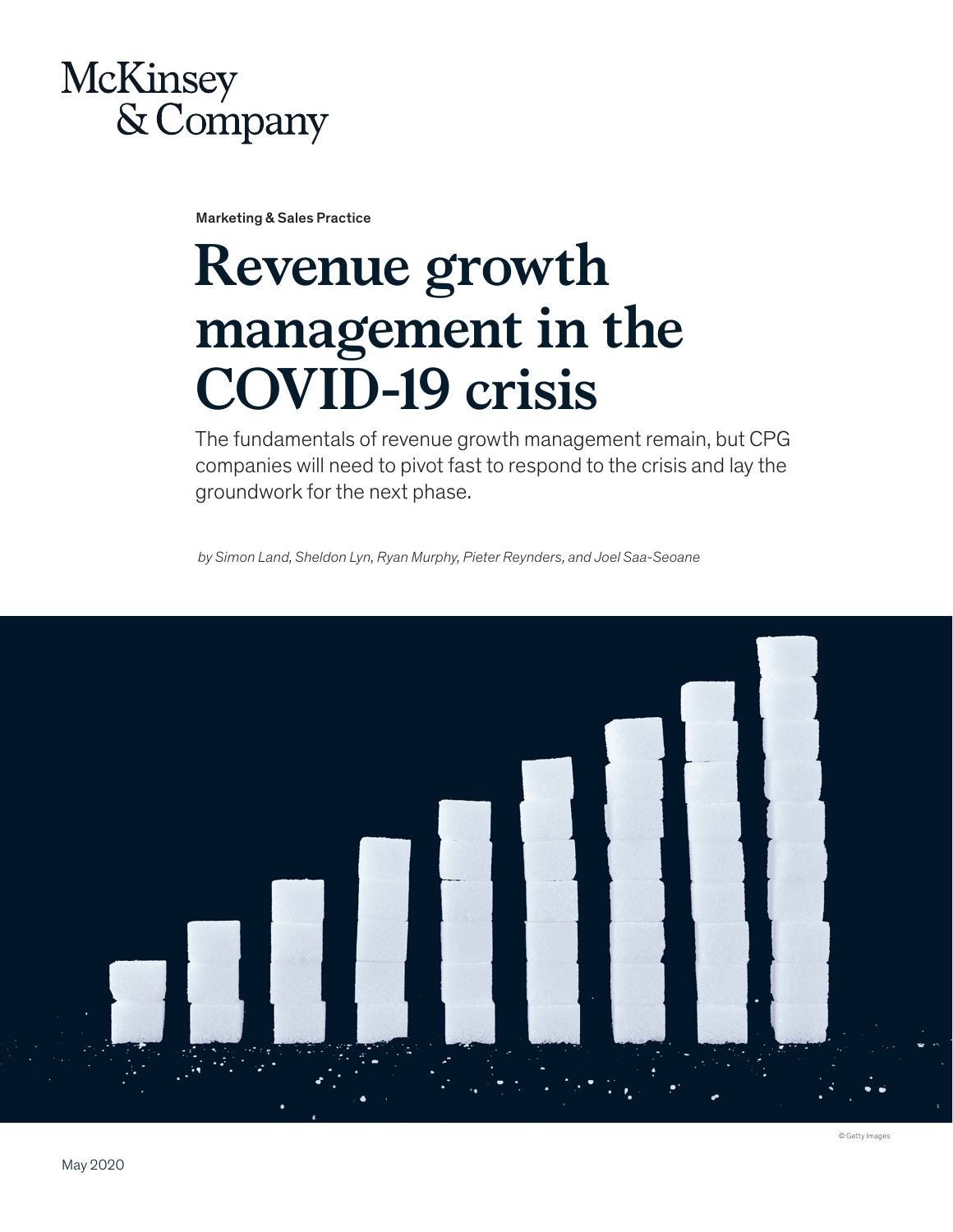McKinsey & Company

Marketing & Sales Practice

# Revenue growth management in the COVID-19 crisis

The fundamentals of revenue growth management remain, but CPG companies will need to pivot fast to respond to the crisis and lay the groundwork for the next phase.

*by Simon Land, Sheldon Lyn, Ryan Murphy, Pieter Reynders, and Joel Saa-Seoane*

© Getty Images

May 2020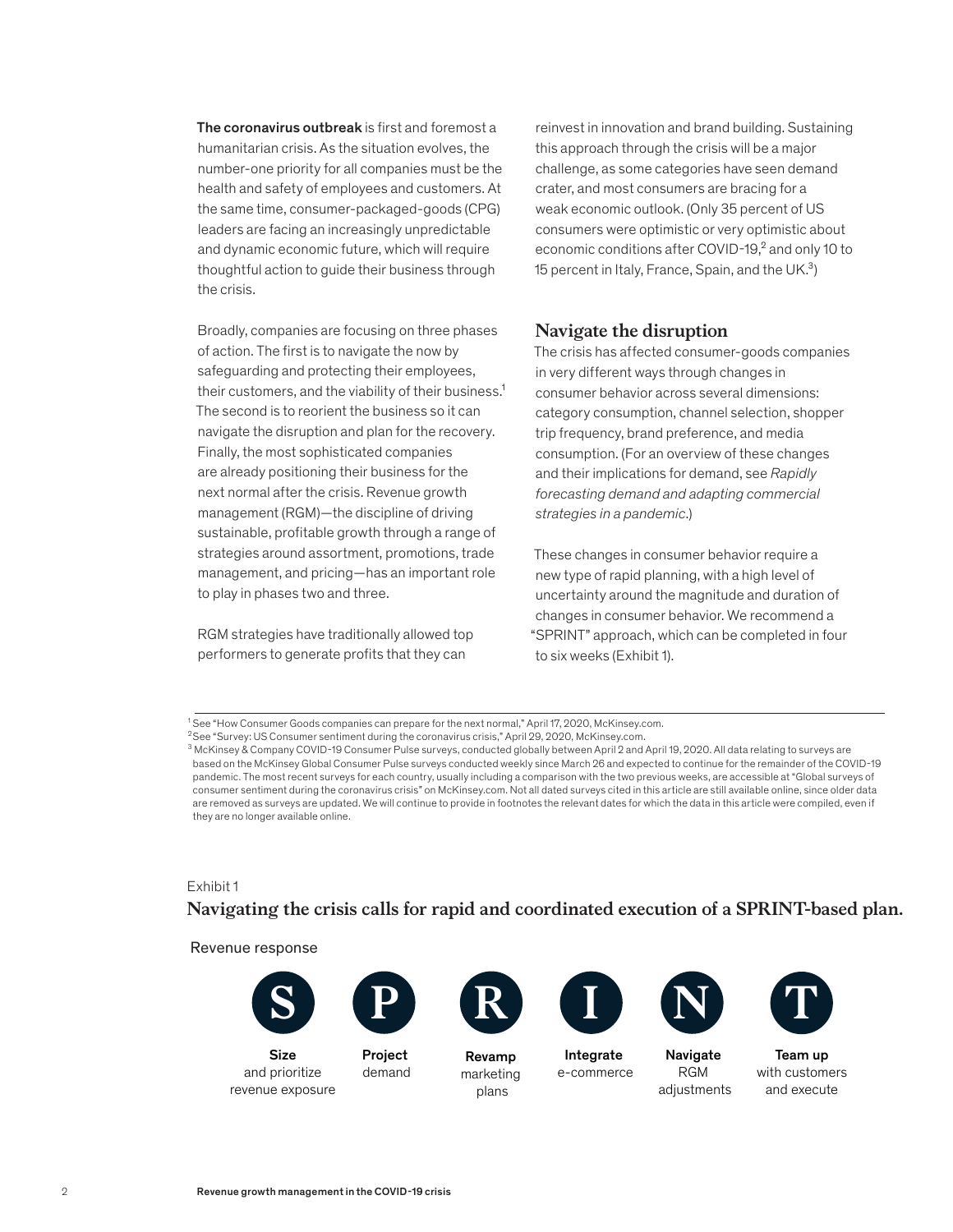**The coronavirus outbreak** is first and foremost a humanitarian crisis. As the situation evolves, the number-one priority for all companies must be the health and safety of employees and customers. At the same time, consumer-packaged-goods (CPG) leaders are facing an increasingly unpredictable and dynamic economic future, which will require thoughtful action to guide their business through the crisis.

Broadly, companies are focusing on three phases of action. The first is to navigate the now by safeguarding and protecting their employees, their customers, and the viability of their business.[1] The second is to reorient the business so it can navigate the disruption and plan for the recovery. Finally, the most sophisticated companies are already positioning their business for the next normal after the crisis. Revenue growth management (RGM)—the discipline of driving sustainable, profitable growth through a range of strategies around assortment, promotions, trade management, and pricing—has an important role to play in phases two and three.

RGM strategies have traditionally allowed top performers to generate profits that they can reinvest in innovation and brand building. Sustaining this approach through the crisis will be a major challenge, as some categories have seen demand crater, and most consumers are bracing for a weak economic outlook. (Only 35 percent of US consumers were optimistic or very optimistic about economic conditions after COVID-19,[2] and only 10 to 15 percent in Italy, France, Spain, and the UK.[3])

## Navigate the disruption

The crisis has affected consumer-goods companies in very different ways through changes in consumer behavior across several dimensions: category consumption, channel selection, shopper trip frequency, brand preference, and media consumption. (For an overview of these changes and their implications for demand, see *Rapidly forecasting demand and adapting commercial strategies in a pandemic*.)

These changes in consumer behavior require a new type of rapid planning, with a high level of uncertainty around the magnitude and duration of changes in consumer behavior. We recommend a "SPRINT" approach, which can be completed in four to six weeks (Exhibit 1).

[1] See "How Consumer Goods companies can prepare for the next normal," April 17, 2020, McKinsey.com.

[2] See "Survey: US Consumer sentiment during the coronavirus crisis," April 29, 2020, McKinsey.com.

[3] McKinsey & Company COVID-19 Consumer Pulse surveys, conducted globally between April 2 and April 19, 2020. All data relating to surveys are based on the McKinsey Global Consumer Pulse surveys conducted weekly since March 26 and expected to continue for the remainder of the COVID-19 pandemic. The most recent surveys for each country, usually including a comparison with the two previous weeks, are accessible at "Global surveys of consumer sentiment during the coronavirus crisis" on McKinsey.com. Not all dated surveys cited in this article are still available online, since older data are removed as surveys are updated. We will continue to provide in footnotes the relevant dates for which the data in this article were compiled, even if they are no longer available online.

Exhibit 1

**Navigating the crisis calls for rapid and coordinated execution of a SPRINT-based plan.**

Revenue response

| S | P | R | I | N | T |
|---|---|---|---|---|---|
| **Size** and prioritize revenue exposure | **Project** demand | **Revamp** marketing plans | **Integrate** e-commerce | **Navigate** RGM adjustments | **Team up** with customers and execute |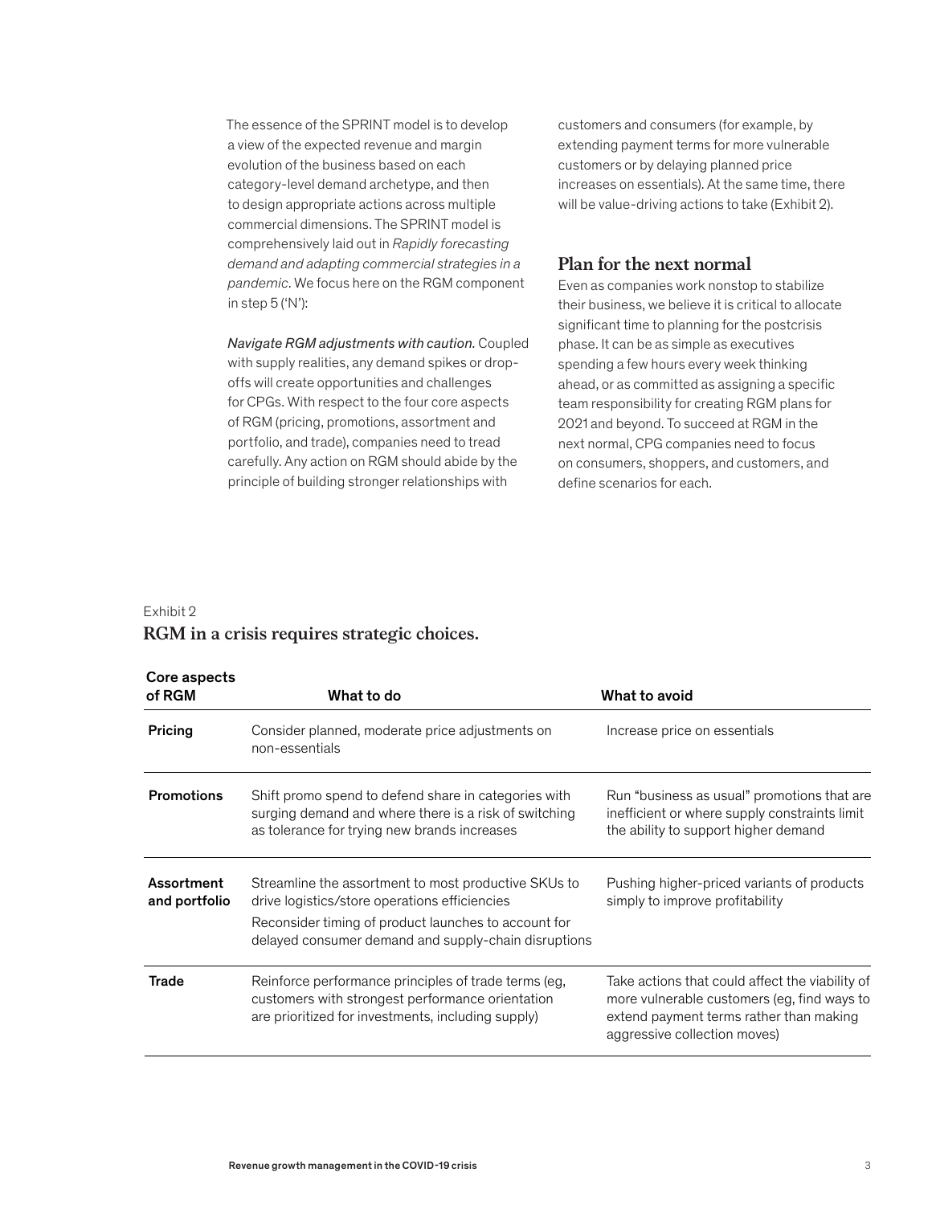The essence of the SPRINT model is to develop a view of the expected revenue and margin evolution of the business based on each category-level demand archetype, and then to design appropriate actions across multiple commercial dimensions. The SPRINT model is comprehensively laid out in *Rapidly forecasting demand and adapting commercial strategies in a pandemic*. We focus here on the RGM component in step 5 ('N'):

*Navigate RGM adjustments with caution.* Coupled with supply realities, any demand spikes or drop-offs will create opportunities and challenges for CPGs. With respect to the four core aspects of RGM (pricing, promotions, assortment and portfolio, and trade), companies need to tread carefully. Any action on RGM should abide by the principle of building stronger relationships with customers and consumers (for example, by extending payment terms for more vulnerable customers or by delaying planned price increases on essentials). At the same time, there will be value-driving actions to take (Exhibit 2).

## Plan for the next normal

Even as companies work nonstop to stabilize their business, we believe it is critical to allocate significant time to planning for the postcrisis phase. It can be as simple as executives spending a few hours every week thinking ahead, or as committed as assigning a specific team responsibility for creating RGM plans for 2021 and beyond. To succeed at RGM in the next normal, CPG companies need to focus on consumers, shoppers, and customers, and define scenarios for each.

Exhibit 2

**RGM in a crisis requires strategic choices.**

| Core aspects of RGM | What to do | What to avoid |
|---|---|---|
| **Pricing** | Consider planned, moderate price adjustments on non-essentials | Increase price on essentials |
| **Promotions** | Shift promo spend to defend share in categories with surging demand and where there is a risk of switching as tolerance for trying new brands increases | Run "business as usual" promotions that are inefficient or where supply constraints limit the ability to support higher demand |
| **Assortment and portfolio** | Streamline the assortment to most productive SKUs to drive logistics/store operations efficiencies<br>Reconsider timing of product launches to account for delayed consumer demand and supply-chain disruptions | Pushing higher-priced variants of products simply to improve profitability |
| **Trade** | Reinforce performance principles of trade terms (eg, customers with strongest performance orientation are prioritized for investments, including supply) | Take actions that could affect the viability of more vulnerable customers (eg, find ways to extend payment terms rather than making aggressive collection moves) |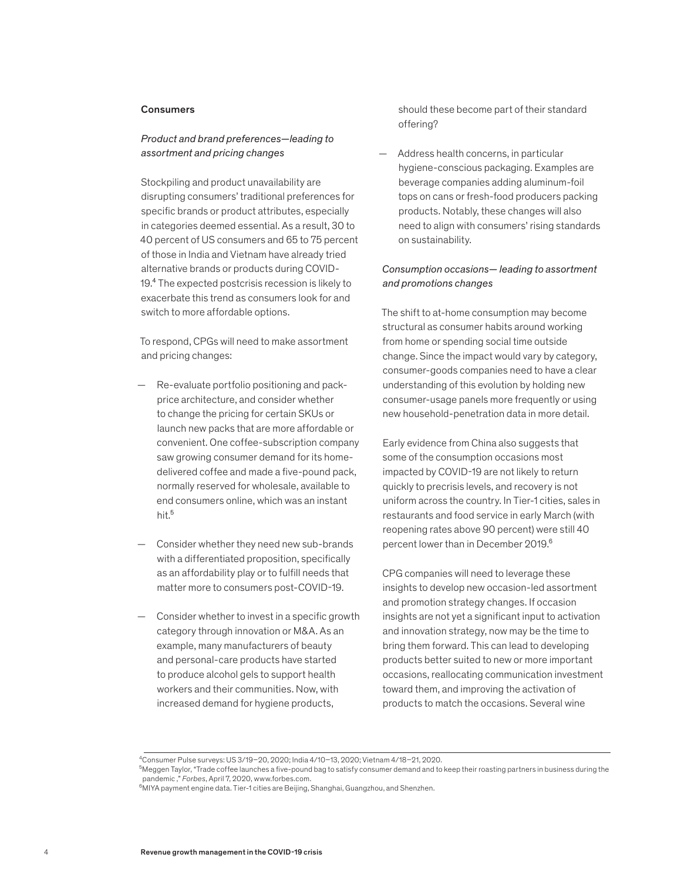### Consumers

*Product and brand preferences—leading to assortment and pricing changes*

Stockpiling and product unavailability are disrupting consumers' traditional preferences for specific brands or product attributes, especially in categories deemed essential. As a result, 30 to 40 percent of US consumers and 65 to 75 percent of those in India and Vietnam have already tried alternative brands or products during COVID-19.[4] The expected postcrisis recession is likely to exacerbate this trend as consumers look for and switch to more affordable options.

To respond, CPGs will need to make assortment and pricing changes:

- Re-evaluate portfolio positioning and pack-price architecture, and consider whether to change the pricing for certain SKUs or launch new packs that are more affordable or convenient. One coffee-subscription company saw growing consumer demand for its home-delivered coffee and made a five-pound pack, normally reserved for wholesale, available to end consumers online, which was an instant hit.[5]

- Consider whether they need new sub-brands with a differentiated proposition, specifically as an affordability play or to fulfill needs that matter more to consumers post-COVID-19.

- Consider whether to invest in a specific growth category through innovation or M&A. As an example, many manufacturers of beauty and personal-care products have started to produce alcohol gels to support health workers and their communities. Now, with increased demand for hygiene products, should these become part of their standard offering?

- Address health concerns, in particular hygiene-conscious packaging. Examples are beverage companies adding aluminum-foil tops on cans or fresh-food producers packing products. Notably, these changes will also need to align with consumers' rising standards on sustainability.

*Consumption occasions— leading to assortment and promotions changes*

The shift to at-home consumption may become structural as consumer habits around working from home or spending social time outside change. Since the impact would vary by category, consumer-goods companies need to have a clear understanding of this evolution by holding new consumer-usage panels more frequently or using new household-penetration data in more detail.

Early evidence from China also suggests that some of the consumption occasions most impacted by COVID-19 are not likely to return quickly to precrisis levels, and recovery is not uniform across the country. In Tier-1 cities, sales in restaurants and food service in early March (with reopening rates above 90 percent) were still 40 percent lower than in December 2019.[6]

CPG companies will need to leverage these insights to develop new occasion-led assortment and promotion strategy changes. If occasion insights are not yet a significant input to activation and innovation strategy, now may be the time to bring them forward. This can lead to developing products better suited to new or more important occasions, reallocating communication investment toward them, and improving the activation of products to match the occasions. Several wine

---

[4] Consumer Pulse surveys: US 3/19–20, 2020; India 4/10–13, 2020; Vietnam 4/18–21, 2020.

[5] Meggen Taylor, "Trade coffee launches a five-pound bag to satisfy consumer demand and to keep their roasting partners in business during the pandemic ," *Forbes*, April 7, 2020, www.forbes.com.

[6] MIYA payment engine data. Tier-1 cities are Beijing, Shanghai, Guangzhou, and Shenzhen.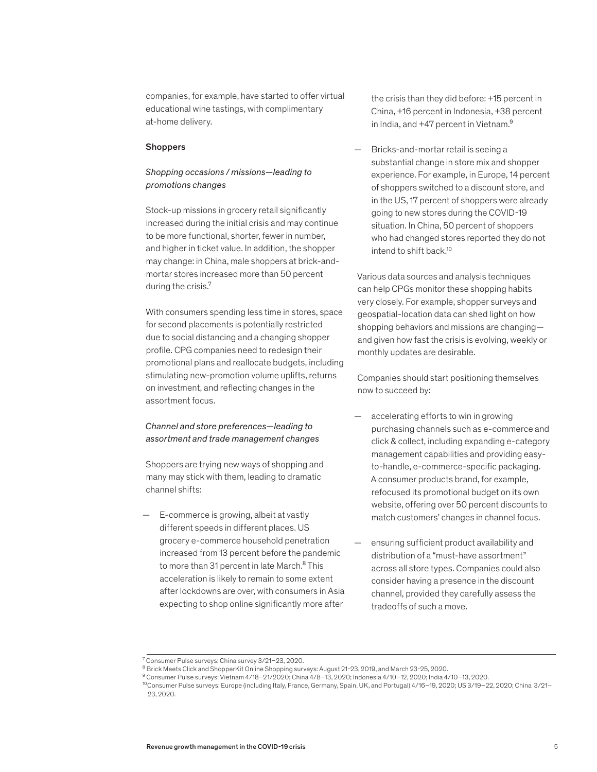companies, for example, have started to offer virtual educational wine tastings, with complimentary at-home delivery.

### Shoppers

*Shopping occasions / missions—leading to promotions changes*

Stock-up missions in grocery retail significantly increased during the initial crisis and may continue to be more functional, shorter, fewer in number, and higher in ticket value. In addition, the shopper may change: in China, male shoppers at brick-and-mortar stores increased more than 50 percent during the crisis.[7]

With consumers spending less time in stores, space for second placements is potentially restricted due to social distancing and a changing shopper profile. CPG companies need to redesign their promotional plans and reallocate budgets, including stimulating new-promotion volume uplifts, returns on investment, and reflecting changes in the assortment focus.

*Channel and store preferences—leading to assortment and trade management changes*

Shoppers are trying new ways of shopping and many may stick with them, leading to dramatic channel shifts:

— E-commerce is growing, albeit at vastly different speeds in different places. US grocery e-commerce household penetration increased from 13 percent before the pandemic to more than 31 percent in late March.[8] This acceleration is likely to remain to some extent after lockdowns are over, with consumers in Asia expecting to shop online significantly more after the crisis than they did before: +15 percent in China, +16 percent in Indonesia, +38 percent in India, and +47 percent in Vietnam.[9]

— Bricks-and-mortar retail is seeing a substantial change in store mix and shopper experience. For example, in Europe, 14 percent of shoppers switched to a discount store, and in the US, 17 percent of shoppers were already going to new stores during the COVID-19 situation. In China, 50 percent of shoppers who had changed stores reported they do not intend to shift back.[10]

Various data sources and analysis techniques can help CPGs monitor these shopping habits very closely. For example, shopper surveys and geospatial-location data can shed light on how shopping behaviors and missions are changing—and given how fast the crisis is evolving, weekly or monthly updates are desirable.

Companies should start positioning themselves now to succeed by:

— accelerating efforts to win in growing purchasing channels such as e-commerce and click & collect, including expanding e-category management capabilities and providing easy-to-handle, e-commerce-specific packaging. A consumer products brand, for example, refocused its promotional budget on its own website, offering over 50 percent discounts to match customers' changes in channel focus.

— ensuring sufficient product availability and distribution of a "must-have assortment" across all store types. Companies could also consider having a presence in the discount channel, provided they carefully assess the tradeoffs of such a move.

---

[7] Consumer Pulse surveys: China survey 3/21–23, 2020.

[8] Brick Meets Click and ShopperKit Online Shopping surveys: August 21-23, 2019, and March 23-25, 2020.

[9] Consumer Pulse surveys: Vietnam 4/18–21/2020; China 4/8–13, 2020; Indonesia 4/10–12, 2020; India 4/10–13, 2020.

[10] Consumer Pulse surveys: Europe (including Italy, France, Germany, Spain, UK, and Portugal) 4/16–19, 2020; US 3/19–22, 2020; China 3/21–23, 2020.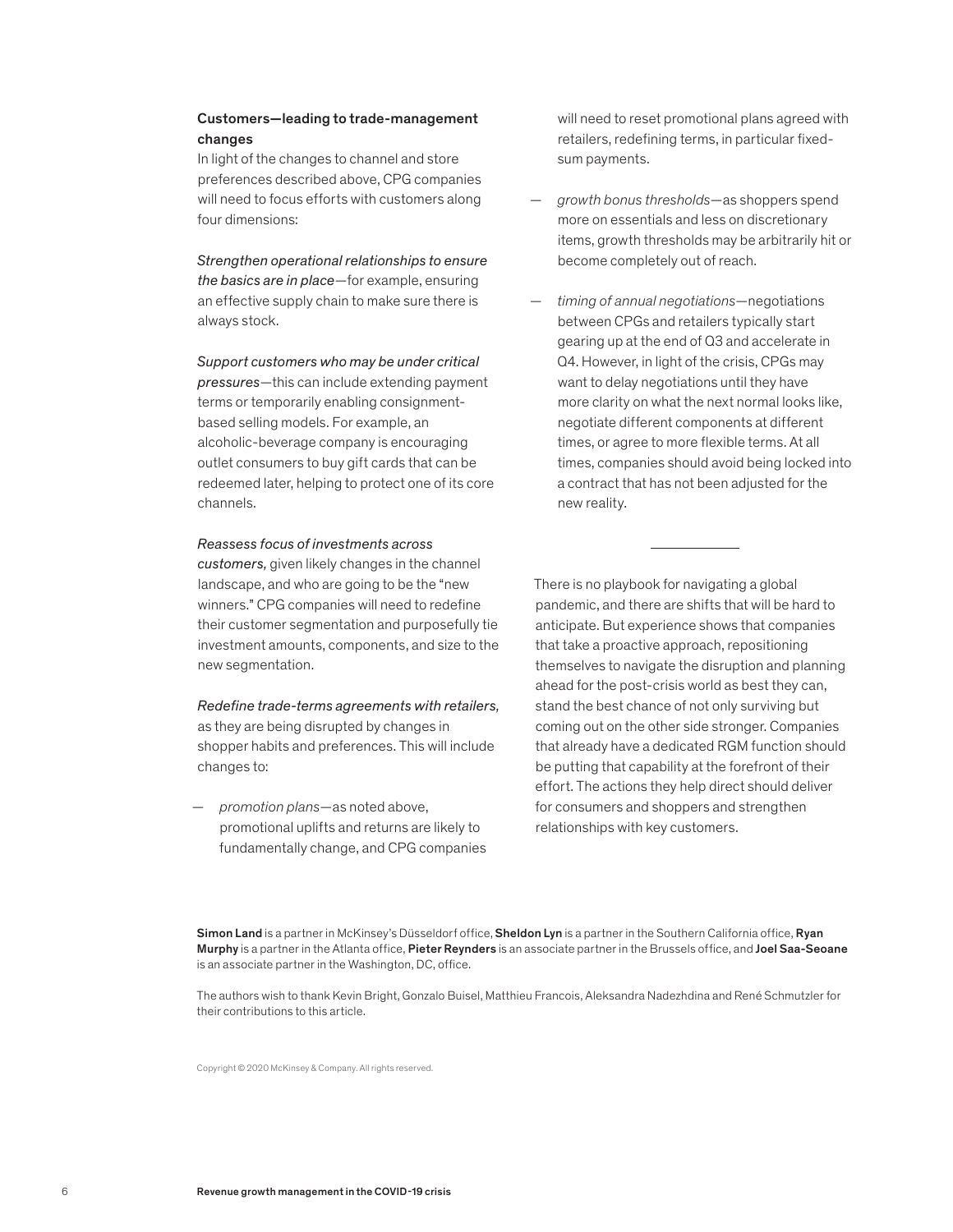### Customers—leading to trade-management changes

In light of the changes to channel and store preferences described above, CPG companies will need to focus efforts with customers along four dimensions:

*Strengthen operational relationships to ensure the basics are in place*—for example, ensuring an effective supply chain to make sure there is always stock.

*Support customers who may be under critical pressures*—this can include extending payment terms or temporarily enabling consignment-based selling models. For example, an alcoholic-beverage company is encouraging outlet consumers to buy gift cards that can be redeemed later, helping to protect one of its core channels.

*Reassess focus of investments across customers,* given likely changes in the channel landscape, and who are going to be the "new winners." CPG companies will need to redefine their customer segmentation and purposefully tie investment amounts, components, and size to the new segmentation.

*Redefine trade-terms agreements with retailers,* as they are being disrupted by changes in shopper habits and preferences. This will include changes to:

— *promotion plans*—as noted above, promotional uplifts and returns are likely to fundamentally change, and CPG companies will need to reset promotional plans agreed with retailers, redefining terms, in particular fixed-sum payments.

— *growth bonus thresholds*—as shoppers spend more on essentials and less on discretionary items, growth thresholds may be arbitrarily hit or become completely out of reach.

— *timing of annual negotiations*—negotiations between CPGs and retailers typically start gearing up at the end of Q3 and accelerate in Q4. However, in light of the crisis, CPGs may want to delay negotiations until they have more clarity on what the next normal looks like, negotiate different components at different times, or agree to more flexible terms. At all times, companies should avoid being locked into a contract that has not been adjusted for the new reality.

---

There is no playbook for navigating a global pandemic, and there are shifts that will be hard to anticipate. But experience shows that companies that take a proactive approach, repositioning themselves to navigate the disruption and planning ahead for the post-crisis world as best they can, stand the best chance of not only surviving but coming out on the other side stronger. Companies that already have a dedicated RGM function should be putting that capability at the forefront of their effort. The actions they help direct should deliver for consumers and shoppers and strengthen relationships with key customers.

**Simon Land** is a partner in McKinsey's Düsseldorf office, **Sheldon Lyn** is a partner in the Southern California office, **Ryan Murphy** is a partner in the Atlanta office, **Pieter Reynders** is an associate partner in the Brussels office, and **Joel Saa-Seoane** is an associate partner in the Washington, DC, office.

The authors wish to thank Kevin Bright, Gonzalo Buisel, Matthieu Francois, Aleksandra Nadezhdina and René Schmutzler for their contributions to this article.

Copyright © 2020 McKinsey & Company. All rights reserved.